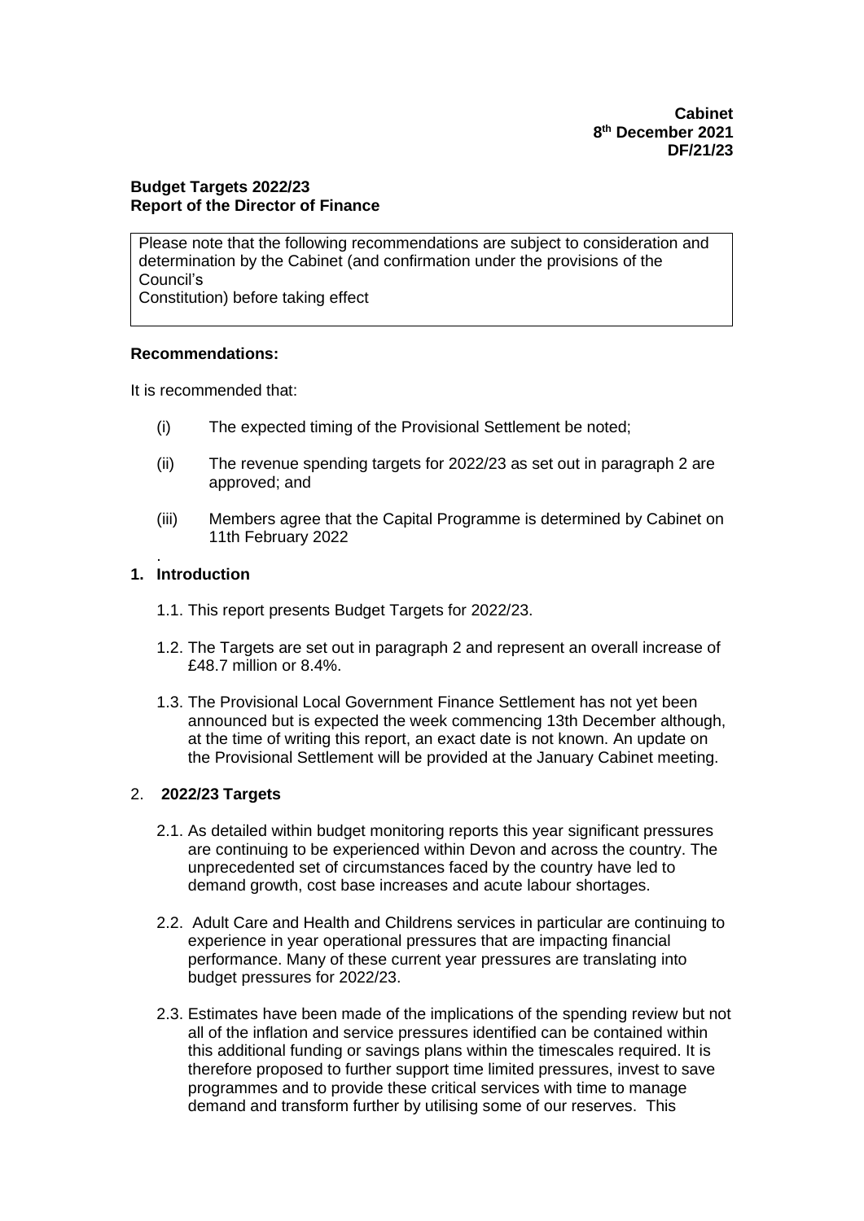**Cabinet**
**8th December 2021**
**DF/21/23**

**Budget Targets 2022/23**
**Report of the Director of Finance**

Please note that the following recommendations are subject to consideration and determination by the Cabinet (and confirmation under the provisions of the Council's
Constitution) before taking effect

**Recommendations:**

It is recommended that:

(i) The expected timing of the Provisional Settlement be noted;

(ii) The revenue spending targets for 2022/23 as set out in paragraph 2 are approved; and

(iii) Members agree that the Capital Programme is determined by Cabinet on 11th February 2022

.

## 1. Introduction

1.1. This report presents Budget Targets for 2022/23.

1.2. The Targets are set out in paragraph 2 and represent an overall increase of £48.7 million or 8.4%.

1.3. The Provisional Local Government Finance Settlement has not yet been announced but is expected the week commencing 13th December although, at the time of writing this report, an exact date is not known. An update on the Provisional Settlement will be provided at the January Cabinet meeting.

## 2. 2022/23 Targets

2.1. As detailed within budget monitoring reports this year significant pressures are continuing to be experienced within Devon and across the country. The unprecedented set of circumstances faced by the country have led to demand growth, cost base increases and acute labour shortages.

2.2. Adult Care and Health and Childrens services in particular are continuing to experience in year operational pressures that are impacting financial performance. Many of these current year pressures are translating into budget pressures for 2022/23.

2.3. Estimates have been made of the implications of the spending review but not all of the inflation and service pressures identified can be contained within this additional funding or savings plans within the timescales required. It is therefore proposed to further support time limited pressures, invest to save programmes and to provide these critical services with time to manage demand and transform further by utilising some of our reserves. This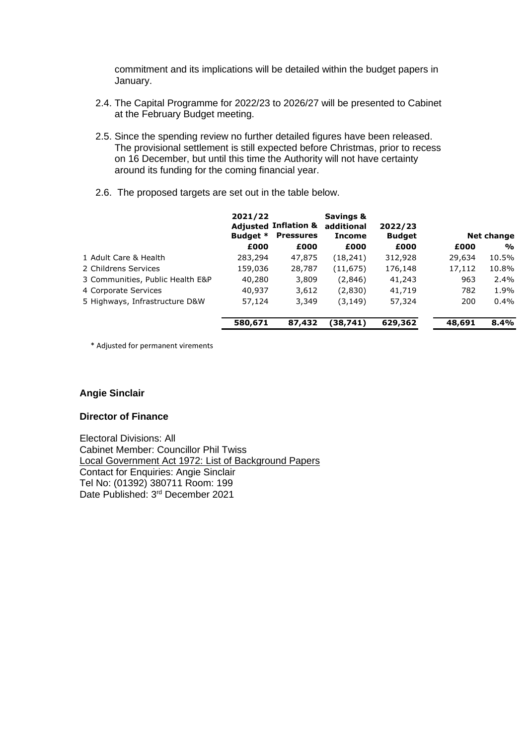commitment and its implications will be detailed within the budget papers in January.

2.4. The Capital Programme for 2022/23 to 2026/27 will be presented to Cabinet at the February Budget meeting.

2.5. Since the spending review no further detailed figures have been released. The provisional settlement is still expected before Christmas, prior to recess on 16 December, but until this time the Authority will not have certainty around its funding for the coming financial year.

2.6. The proposed targets are set out in the table below.

| | 2021/22 Adjusted Budget * | Inflation & Pressures | Savings & additional Income | 2022/23 Budget | Net change | |
|---|---|---|---|---|---|---|
| | £000 | £000 | £000 | £000 | £000 | % |
| 1 Adult Care & Health | 283,294 | 47,875 | (18,241) | 312,928 | 29,634 | 10.5% |
| 2 Childrens Services | 159,036 | 28,787 | (11,675) | 176,148 | 17,112 | 10.8% |
| 3 Communities, Public Health E&P | 40,280 | 3,809 | (2,846) | 41,243 | 963 | 2.4% |
| 4 Corporate Services | 40,937 | 3,612 | (2,830) | 41,719 | 782 | 1.9% |
| 5 Highways, Infrastructure D&W | 57,124 | 3,349 | (3,149) | 57,324 | 200 | 0.4% |
| | **580,671** | **87,432** | **(38,741)** | **629,362** | **48,691** | **8.4%** |

* Adjusted for permanent virements

**Angie Sinclair**

**Director of Finance**

Electoral Divisions: All
Cabinet Member: Councillor Phil Twiss
Local Government Act 1972: List of Background Papers
Contact for Enquiries: Angie Sinclair
Tel No: (01392) 380711 Room: 199
Date Published: 3rd December 2021